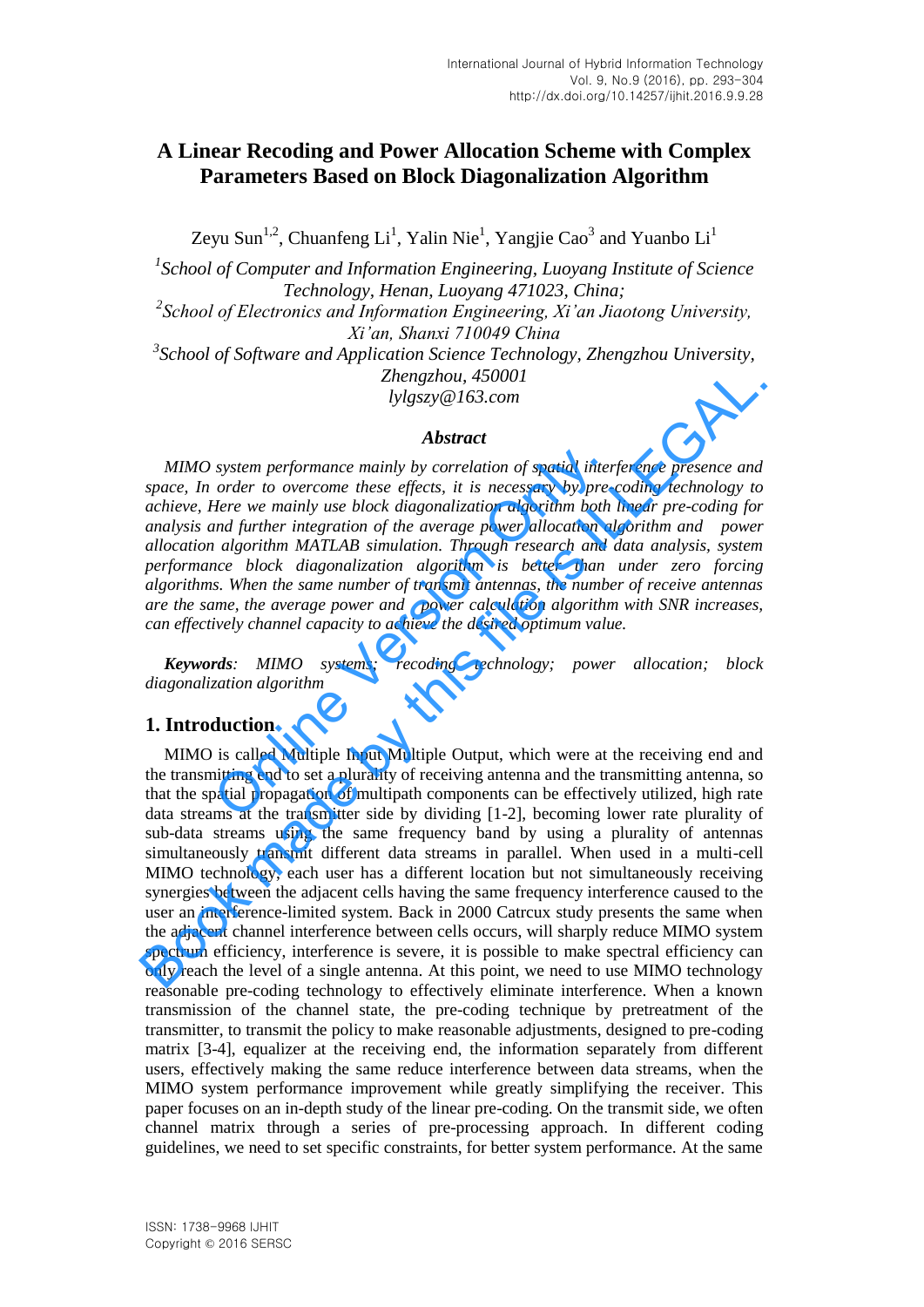# A Linear Recoding and Power Allocation Scheme with Complex Parameters Based on Block Diagonalization Algorithm

Zeyu Sun[1,2], Chuanfeng Li[1], Yalin Nie[1], Yangjie Cao[3] and Yuanbo Li[1]

[1]*School of Computer and Information Engineering, Luoyang Institute of Science Technology, Henan, Luoyang 471023, China;*
[2]*School of Electronics and Information Engineering, Xi'an Jiaotong University, Xi'an, Shanxi 710049 China*
[3]*School of Software and Application Science Technology, Zhengzhou University, Zhengzhou, 450001*
*lylgszy@163.com*

### *Abstract*

*MIMO system performance mainly by correlation of spatial interference presence and space, In order to overcome these effects, it is necessary by pre-coding technology to achieve, Here we mainly use block diagonalization algorithm both linear pre-coding for analysis and further integration of the average power allocation algorithm and power allocation algorithm MATLAB simulation. Through research and data analysis, system performance block diagonalization algorithm is better than under zero forcing algorithms. When the same number of transmit antennas, the number of receive antennas are the same, the average power and power calculation algorithm with SNR increases, can effectively channel capacity to achieve the desired optimum value.*

***Keywords****: MIMO systems; recoding technology; power allocation; block diagonalization algorithm*

## 1. Introduction

MIMO is called Multiple Input Multiple Output, which were at the receiving end and the transmitting end to set a plurality of receiving antenna and the transmitting antenna, so that the spatial propagation of multipath components can be effectively utilized, high rate data streams at the transmitter side by dividing [1-2], becoming lower rate plurality of sub-data streams using the same frequency band by using a plurality of antennas simultaneously transmit different data streams in parallel. When used in a multi-cell MIMO technology, each user has a different location but not simultaneously receiving synergies between the adjacent cells having the same frequency interference caused to the user an interference-limited system. Back in 2000 Catrcux study presents the same when the adjacent channel interference between cells occurs, will sharply reduce MIMO system spectrum efficiency, interference is severe, it is possible to make spectral efficiency can only reach the level of a single antenna. At this point, we need to use MIMO technology reasonable pre-coding technology to effectively eliminate interference. When a known transmission of the channel state, the pre-coding technique by pretreatment of the transmitter, to transmit the policy to make reasonable adjustments, designed to pre-coding matrix [3-4], equalizer at the receiving end, the information separately from different users, effectively making the same reduce interference between data streams, when the MIMO system performance improvement while greatly simplifying the receiver. This paper focuses on an in-depth study of the linear pre-coding. On the transmit side, we often channel matrix through a series of pre-processing approach. In different coding guidelines, we need to set specific constraints, for better system performance. At the same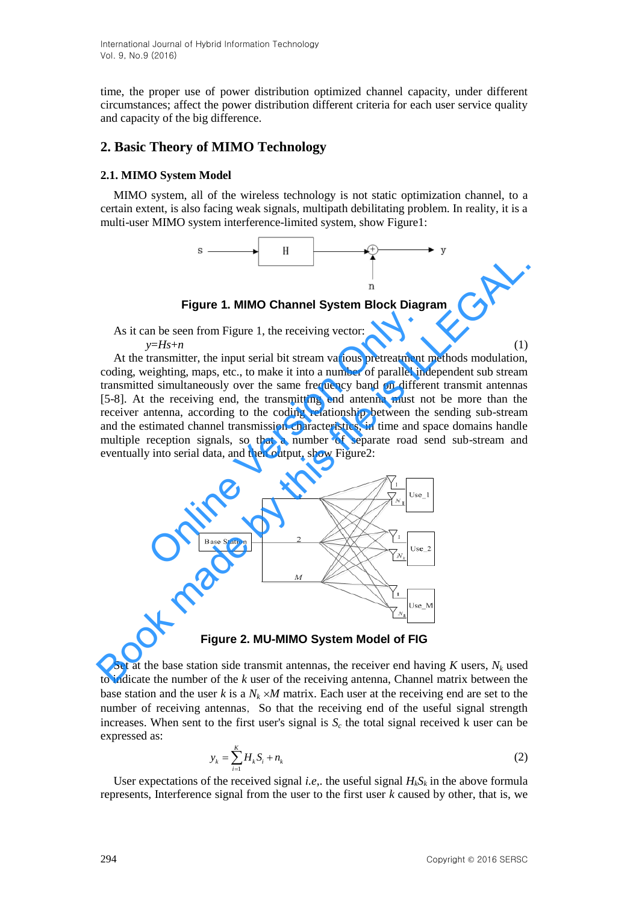time, the proper use of power distribution optimized channel capacity, under different circumstances; affect the power distribution different criteria for each user service quality and capacity of the big difference.

## 2. Basic Theory of MIMO Technology

### 2.1. MIMO System Model

MIMO system, all of the wireless technology is not static optimization channel, to a certain extent, is also facing weak signals, multipath debilitating problem. In reality, it is a multi-user MIMO system interference-limited system, show Figure1:

**Figure 1. MIMO Channel System Block Diagram**

As it can be seen from Figure 1, the receiving vector:

$$y = Hs + n \tag{1}$$

At the transmitter, the input serial bit stream various pretreatment methods modulation, coding, weighting, maps, etc., to make it into a number of parallel independent sub stream transmitted simultaneously over the same frequency band on different transmit antennas [5-8]. At the receiving end, the transmitting end antenna must not be more than the receiver antenna, according to the coding relationship between the sending sub-stream and the estimated channel transmission characteristics, in time and space domains handle multiple reception signals, so that a number of separate road send sub-stream and eventually into serial data, and then output, show Figure2:

**Figure 2. MU-MIMO System Model of FIG**

Set at the base station side transmit antennas, the receiver end having $K$ users, $N_k$ used to indicate the number of the $k$ user of the receiving antenna, Channel matrix between the base station and the user $k$ is a $N_k \times M$ matrix. Each user at the receiving end are set to the number of receiving antennas, So that the receiving end of the useful signal strength increases. When sent to the first user's signal is $S_c$ the total signal received k user can be expressed as:

$$y_k = \sum_{i=1}^{K} H_k S_i + n_k \tag{2}$$

User expectations of the received signal *i.e*,. the useful signal $H_k S_k$ in the above formula represents, Interference signal from the user to the first user $k$ caused by other, that is, we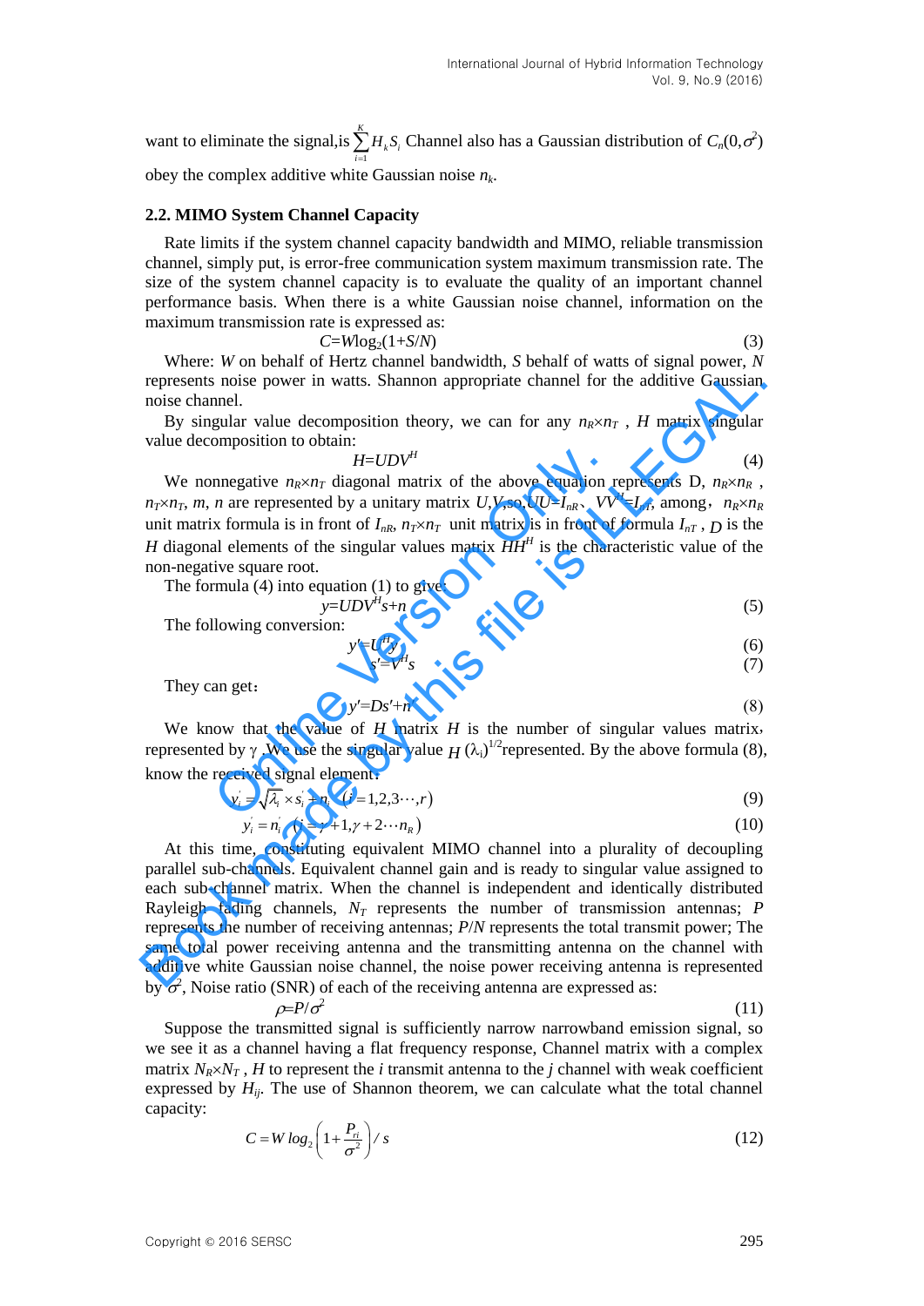want to eliminate the signal,is $\sum_{i=1}^{K} H_k S_i$ Channel also has a Gaussian distribution of $C_n(0,\sigma^2)$ obey the complex additive white Gaussian noise $n_k$.

### 2.2. MIMO System Channel Capacity

Rate limits if the system channel capacity bandwidth and MIMO, reliable transmission channel, simply put, is error-free communication system maximum transmission rate. The size of the system channel capacity is to evaluate the quality of an important channel performance basis. When there is a white Gaussian noise channel, information on the maximum transmission rate is expressed as:

$$C=W\log_2(1+S/N) \tag{3}$$

Where: $W$ on behalf of Hertz channel bandwidth, $S$ behalf of watts of signal power, $N$ represents noise power in watts. Shannon appropriate channel for the additive Gaussian noise channel.

By singular value decomposition theory, we can for any $n_R \times n_T$ , $H$ matrix singular value decomposition to obtain:

$$H=UDV^H \tag{4}$$

We nonnegative $n_R \times n_T$ diagonal matrix of the above equation represents D, $n_R \times n_R$ , $n_T \times n_T$, $m$, $n$ are represented by a unitary matrix $U$,$V$,so,$UU^H=I_{nR}$、$VV^H=I_{nT}$, among，$n_R \times n_R$ unit matrix formula is in front of $I_{nR}$, $n_T \times n_T$ unit matrix is in front of formula $I_{nT}$ , $D$ is the $H$ diagonal elements of the singular values matrix $HH^H$ is the characteristic value of the non-negative square root.

The formula (4) into equation (1) to give:

$$y=UDV^Hs+n \tag{5}$$

The following conversion:

$$y'=U^Hy \tag{6}$$

$$s'=V^Hs \tag{7}$$

They can get：

$$y'=Ds'+n' \tag{8}$$

We know that the value of $H$ matrix $H$ is the number of singular values matrix, represented by γ. We use the singular value $H\,(\lambda_i)^{1/2}$represented. By the above formula (8), know the received signal element:

$$y_i' = \sqrt{\lambda_i} \times s_i' + n_i' \quad (i = 1,2,3\cdots,r) \tag{9}$$

$$y_i' = n_i' \quad (i = \gamma + 1, \gamma + 2 \cdots n_R) \tag{10}$$

At this time, constituting equivalent MIMO channel into a plurality of decoupling parallel sub-channels. Equivalent channel gain and is ready to singular value assigned to each sub-channel matrix. When the channel is independent and identically distributed Rayleigh fading channels, $N_T$ represents the number of transmission antennas; $P$ represents the number of receiving antennas; $P/N$ represents the total transmit power; The same total power receiving antenna and the transmitting antenna on the channel with additive white Gaussian noise channel, the noise power receiving antenna is represented by $\sigma^2$, Noise ratio (SNR) of each of the receiving antenna are expressed as:

$$\rho=P/\sigma^2 \tag{11}$$

Suppose the transmitted signal is sufficiently narrow narrowband emission signal, so we see it as a channel having a flat frequency response, Channel matrix with a complex matrix $N_R \times N_T$ , $H$ to represent the $i$ transmit antenna to the $j$ channel with weak coefficient expressed by $H_{ij}$. The use of Shannon theorem, we can calculate what the total channel capacity:

$$C = W\,log_2\left(1+\frac{P_{ri}}{\sigma^2}\right)/\,s \tag{12}$$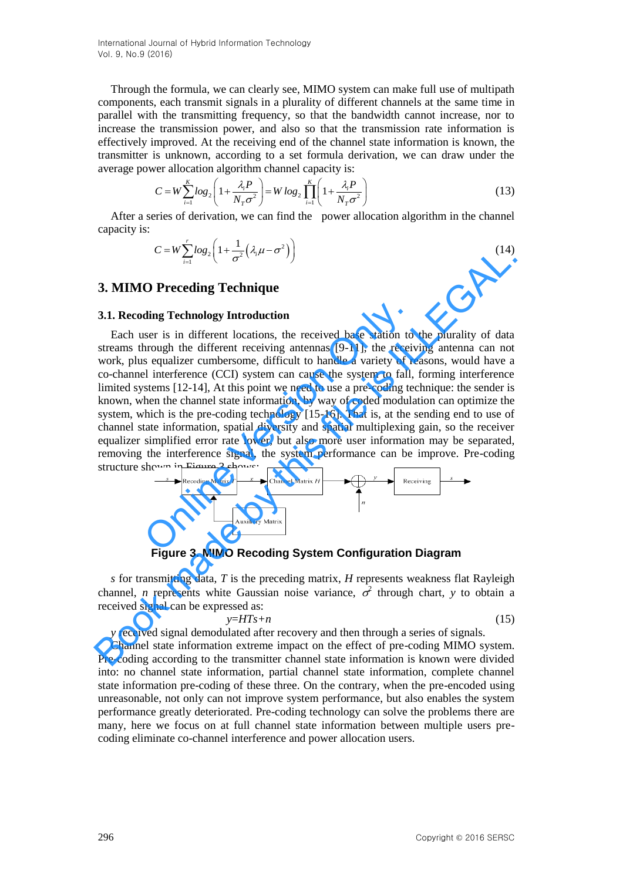Through the formula, we can clearly see, MIMO system can make full use of multipath components, each transmit signals in a plurality of different channels at the same time in parallel with the transmitting frequency, so that the bandwidth cannot increase, nor to increase the transmission power, and also so that the transmission rate information is effectively improved. At the receiving end of the channel state information is known, the transmitter is unknown, according to a set formula derivation, we can draw under the average power allocation algorithm channel capacity is:

$$C = W\sum_{i=1}^{K} log_2\left(1+\frac{\lambda_i P}{N_T\sigma^2}\right) = W\, log_2 \prod_{i=1}^{K}\left(1+\frac{\lambda_i P}{N_T\sigma^2}\right) \tag{13}$$

After a series of derivation, we can find the power allocation algorithm in the channel capacity is:

$$C = W\sum_{i=1}^{r} log_2\left(1+\frac{1}{\sigma^2}\left(\lambda_i\mu-\sigma^2\right)\right) \tag{14}$$

## 3. MIMO Preceding Technique

### 3.1. Recoding Technology Introduction

Each user is in different locations, the received base station to the plurality of data streams through the different receiving antennas [9-11], the receiving antenna can not work, plus equalizer cumbersome, difficult to handle a variety of reasons, would have a co-channel interference (CCI) system can cause the system to fall, forming interference limited systems [12-14], At this point we need to use a pre-coding technique: the sender is known, when the channel state information, by way of coded modulation can optimize the system, which is the pre-coding technology [15-16]. That is, at the sending end to use of channel state information, spatial diversity and spatial multiplexing gain, so the receiver equalizer simplified error rate lower, but also more user information may be separated, removing the interference signal, the system performance can be improve. Pre-coding structure shown in Figure 3 shows:

**Figure 3. MIMO Recoding System Configuration Diagram**

$s$ for transmitting data, $T$ is the preceding matrix, $H$ represents weakness flat Rayleigh channel, $n$ represents white Gaussian noise variance, $\sigma^2$ through chart, $y$ to obtain a received signal can be expressed as:

$$y=HTs+n \tag{15}$$

$y$ received signal demodulated after recovery and then through a series of signals.

Channel state information extreme impact on the effect of pre-coding MIMO system. Pre-coding according to the transmitter channel state information is known were divided into: no channel state information, partial channel state information, complete channel state information pre-coding of these three. On the contrary, when the pre-encoded using unreasonable, not only can not improve system performance, but also enables the system performance greatly deteriorated. Pre-coding technology can solve the problems there are many, here we focus on at full channel state information between multiple users pre-coding eliminate co-channel interference and power allocation users.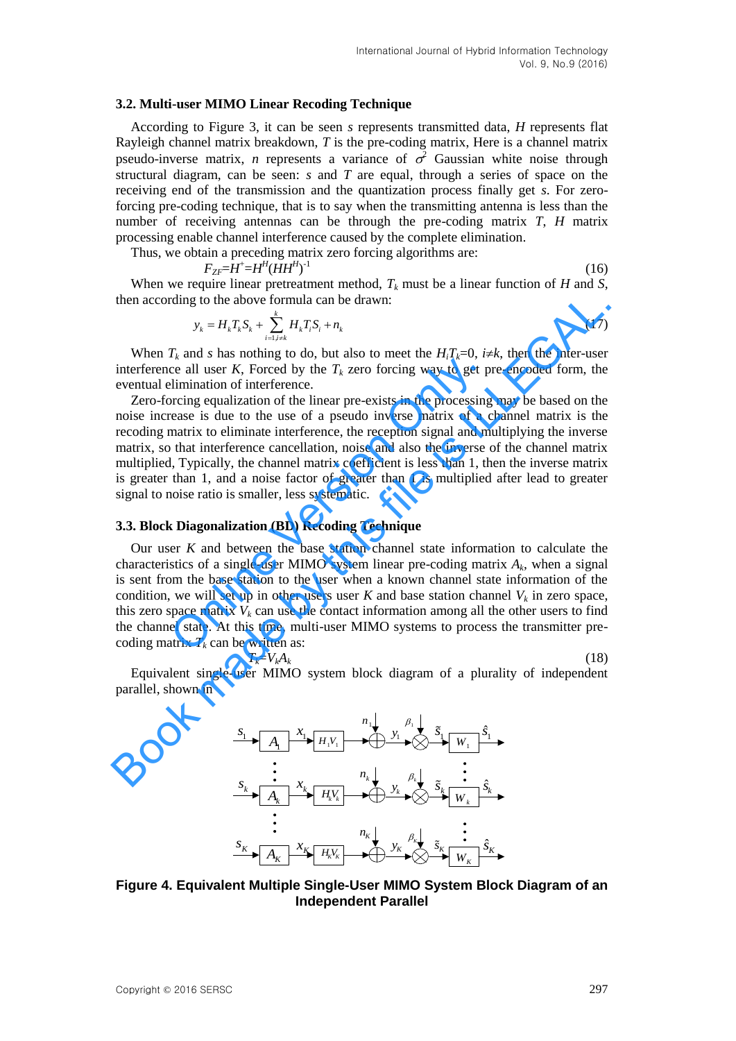### 3.2. Multi-user MIMO Linear Recoding Technique

According to Figure 3, it can be seen *s* represents transmitted data, *H* represents flat Rayleigh channel matrix breakdown, *T* is the pre-coding matrix, Here is a channel matrix pseudo-inverse matrix, *n* represents a variance of $\sigma^2$ Gaussian white noise through structural diagram, can be seen: *s* and *T* are equal, through a series of space on the receiving end of the transmission and the quantization process finally get *s*. For zero-forcing pre-coding technique, that is to say when the transmitting antenna is less than the number of receiving antennas can be through the pre-coding matrix *T*, *H* matrix processing enable channel interference caused by the complete elimination.

Thus, we obtain a preceding matrix zero forcing algorithms are:

$$F_{ZF}=H^{+}=H^{H}(HH^{H})^{-1} \tag{16}$$

When we require linear pretreatment method, $T_k$ must be a linear function of *H* and *S*, then according to the above formula can be drawn:

$$y_k = H_k T_k S_k + \sum_{i=1, i\neq k}^{k} H_k T_i S_i + n_k \tag{17}$$

When $T_k$ and *s* has nothing to do, but also to meet the $H_iT_k=0$, $i\neq k$, then the inter-user interference all user *K*, Forced by the $T_k$ zero forcing way to get pre-encoded form, the eventual elimination of interference.

Zero-forcing equalization of the linear pre-exists in the processing may be based on the noise increase is due to the use of a pseudo inverse matrix of a channel matrix is the recoding matrix to eliminate interference, the reception signal and multiplying the inverse matrix, so that interference cancellation, noise and also the inverse of the channel matrix multiplied, Typically, the channel matrix coefficient is less than 1, then the inverse matrix is greater than 1, and a noise factor of greater than 1 is multiplied after lead to greater signal to noise ratio is smaller, less systematic.

### 3.3. Block Diagonalization (BD) Recoding Technique

Our user *K* and between the base station channel state information to calculate the characteristics of a single-user MIMO system linear pre-coding matrix $A_k$, when a signal is sent from the base station to the user when a known channel state information of the condition, we will set up in other users user *K* and base station channel $V_k$ in zero space, this zero space matrix $V_k$ can use the contact information among all the other users to find the channel state. At this time, multi-user MIMO systems to process the transmitter pre-coding matrix $T_k$ can be written as:

$$T_k=V_kA_k \tag{18}$$

Equivalent single-user MIMO system block diagram of a plurality of independent parallel, shown in

**Figure 4. Equivalent Multiple Single-User MIMO System Block Diagram of an Independent Parallel**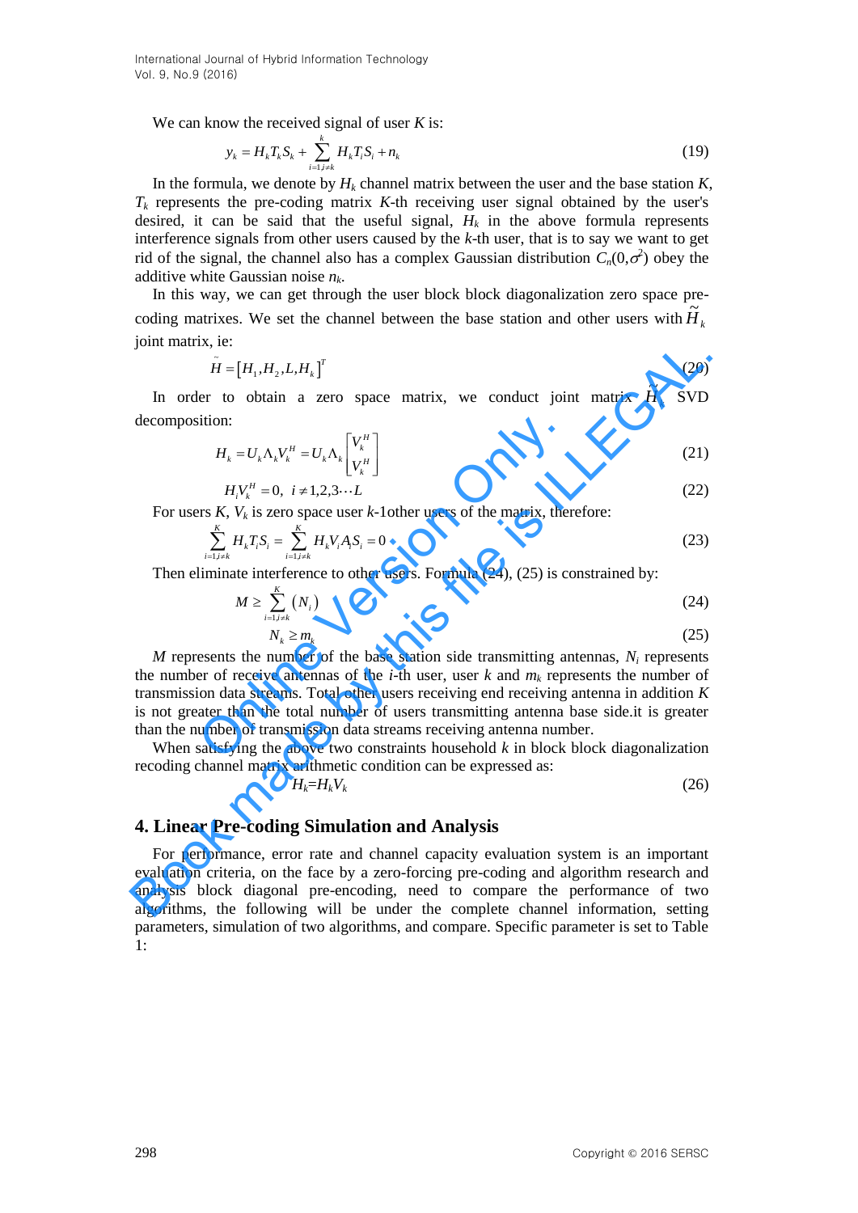We can know the received signal of user $K$ is:

$$y_k = H_k T_k S_k + \sum_{i=1, i \neq k}^{k} H_k T_i S_i + n_k \tag{19}$$

In the formula, we denote by $H_k$ channel matrix between the user and the base station $K$, $T_k$ represents the pre-coding matrix $K$-th receiving user signal obtained by the user's desired, it can be said that the useful signal, $H_k$ in the above formula represents interference signals from other users caused by the $k$-th user, that is to say we want to get rid of the signal, the channel also has a complex Gaussian distribution $C_n(0,\sigma^2)$ obey the additive white Gaussian noise $n_k$.

In this way, we can get through the user block block diagonalization zero space pre-coding matrixes. We set the channel between the base station and other users with $\tilde{H}_k$ joint matrix, ie:

$$\tilde{H} = [H_1, H_2, L, H_k]^T \tag{20}$$

In order to obtain a zero space matrix, we conduct joint matrix $H_k$ SVD decomposition:

$$H_k = U_k \Lambda_k V_k^H = U_k \Lambda_k \begin{bmatrix} V_k^H \\ V_k^H \end{bmatrix} \tag{21}$$

$$H_i V_k^H = 0, \;\; i \neq 1,2,3 \cdots L \tag{22}$$

For users $K$, $V_k$ is zero space user $k$-1other users of the matrix, therefore:

$$\sum_{i=1, i \neq k}^{K} H_k T_i S_i = \sum_{i=1, i \neq k}^{K} H_k V_i A S_i = 0 \tag{23}$$

Then eliminate interference to other users. Formula (24), (25) is constrained by:

$$M \geq \sum_{i=1, i \neq k}^{K} (N_i) \tag{24}$$

$$N_k \geq m_k \tag{25}$$

$M$ represents the number of the base station side transmitting antennas, $N_i$ represents the number of receive antennas of the $i$-th user, user $k$ and $m_k$ represents the number of transmission data streams. Total other users receiving end receiving antenna in addition $K$ is not greater than the total number of users transmitting antenna base side.it is greater than the number of transmission data streams receiving antenna number.

When satisfying the above two constraints household $k$ in block block diagonalization recoding channel matrix arithmetic condition can be expressed as:

$$H_k = H_k V_k \tag{26}$$

## 4. Linear Pre-coding Simulation and Analysis

For performance, error rate and channel capacity evaluation system is an important evaluation criteria, on the face by a zero-forcing pre-coding and algorithm research and analysis block diagonal pre-encoding, need to compare the performance of two algorithms, the following will be under the complete channel information, setting parameters, simulation of two algorithms, and compare. Specific parameter is set to Table 1: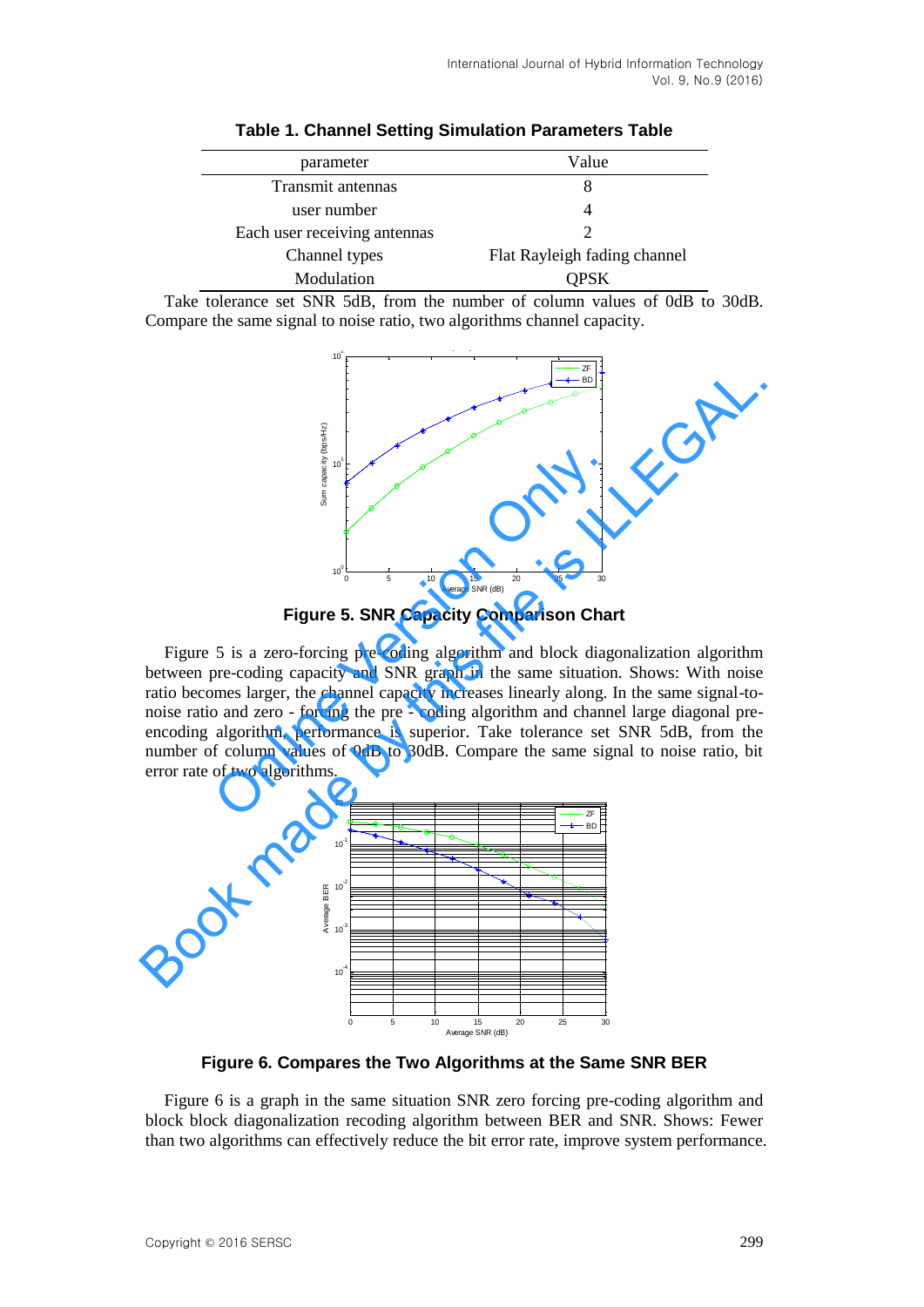**Table 1. Channel Setting Simulation Parameters Table**

| parameter | Value |
|---|---|
| Transmit antennas | 8 |
| user number | 4 |
| Each user receiving antennas | 2 |
| Channel types | Flat Rayleigh fading channel |
| Modulation | QPSK |

Take tolerance set SNR 5dB, from the number of column values of 0dB to 30dB. Compare the same signal to noise ratio, two algorithms channel capacity.

**Figure 5. SNR Capacity Comparison Chart**

Figure 5 is a zero-forcing pre-coding algorithm and block diagonalization algorithm between pre-coding capacity and SNR graph in the same situation. Shows: With noise ratio becomes larger, the channel capacity increases linearly along. In the same signal-to-noise ratio and zero - forcing the pre - coding algorithm and channel large diagonal pre-encoding algorithm, performance is superior. Take tolerance set SNR 5dB, from the number of column values of 0dB to 30dB. Compare the same signal to noise ratio, bit error rate of two algorithms.

**Figure 6. Compares the Two Algorithms at the Same SNR BER**

Figure 6 is a graph in the same situation SNR zero forcing pre-coding algorithm and block block diagonalization recoding algorithm between BER and SNR. Shows: Fewer than two algorithms can effectively reduce the bit error rate, improve system performance.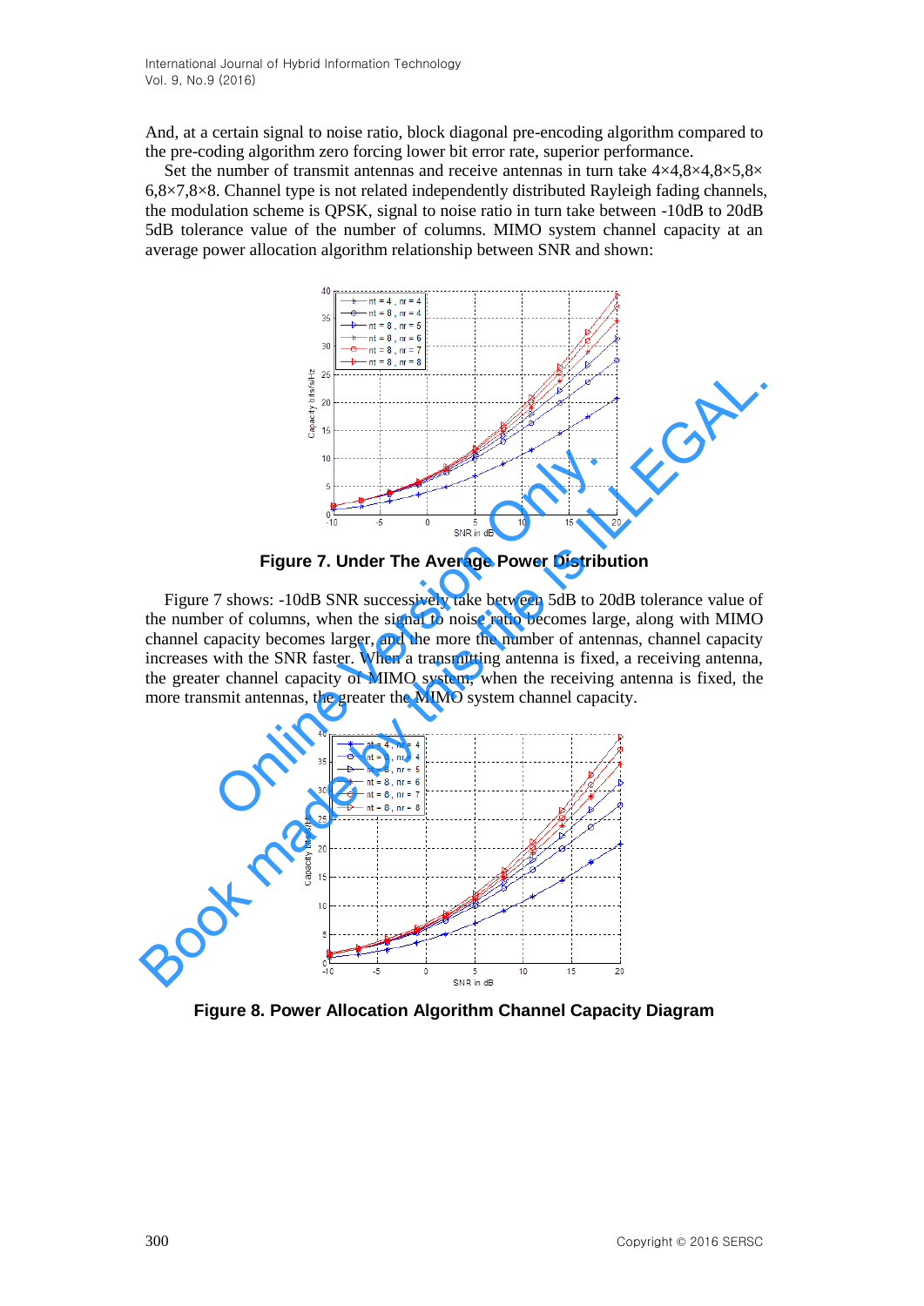And, at a certain signal to noise ratio, block diagonal pre-encoding algorithm compared to the pre-coding algorithm zero forcing lower bit error rate, superior performance.

Set the number of transmit antennas and receive antennas in turn take 4×4,8×4,8×5,8×6,8×7,8×8. Channel type is not related independently distributed Rayleigh fading channels, the modulation scheme is QPSK, signal to noise ratio in turn take between -10dB to 20dB 5dB tolerance value of the number of columns. MIMO system channel capacity at an average power allocation algorithm relationship between SNR and shown:

**Figure 7. Under The Average Power Distribution**

Figure 7 shows: -10dB SNR successively take between 5dB to 20dB tolerance value of the number of columns, when the signal to noise ratio becomes large, along with MIMO channel capacity becomes larger, and the more the number of antennas, channel capacity increases with the SNR faster. When a transmitting antenna is fixed, a receiving antenna, the greater channel capacity of MIMO system, when the receiving antenna is fixed, the more transmit antennas, the greater the MIMO system channel capacity.

**Figure 8. Power Allocation Algorithm Channel Capacity Diagram**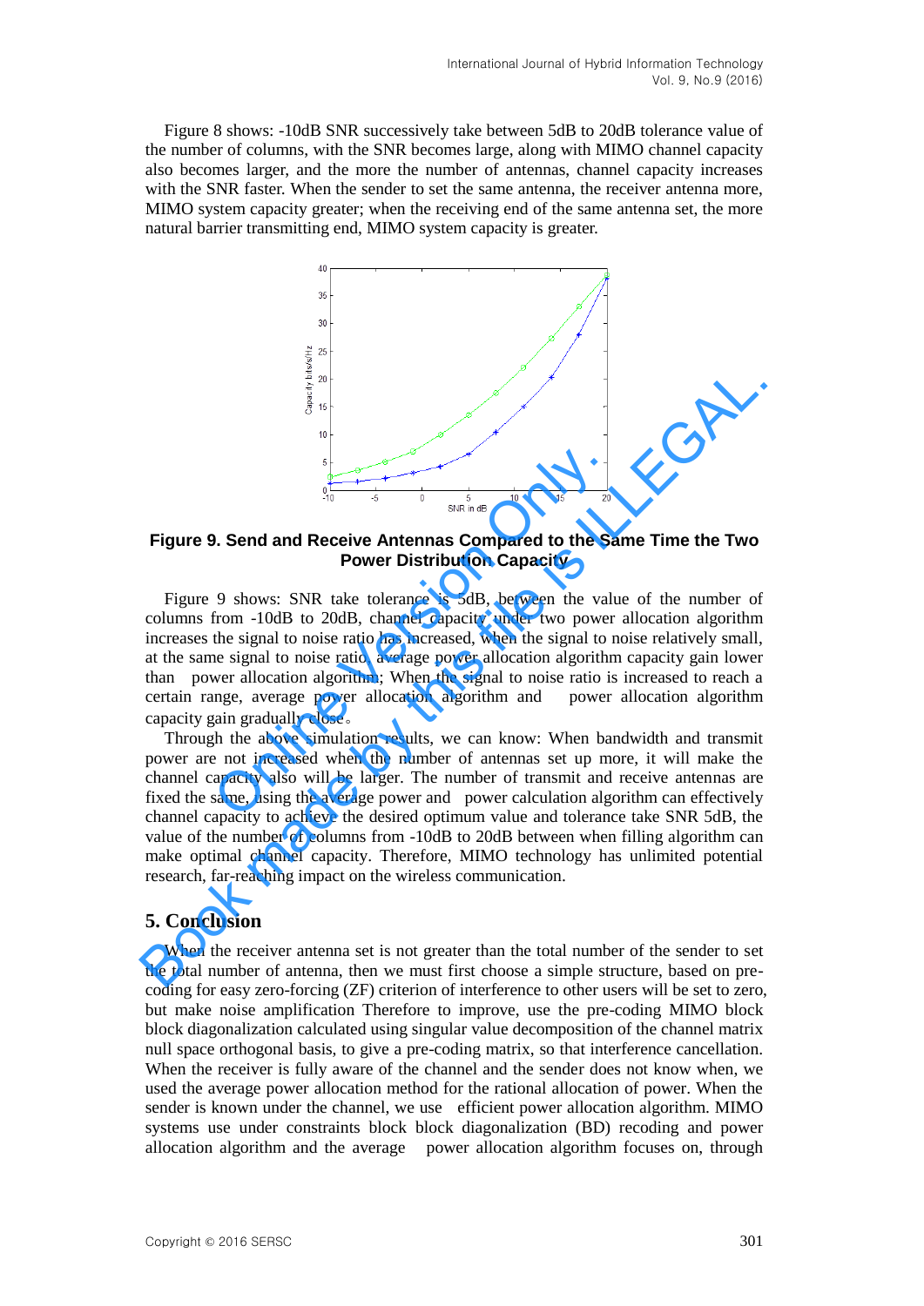Figure 8 shows: -10dB SNR successively take between 5dB to 20dB tolerance value of the number of columns, with the SNR becomes large, along with MIMO channel capacity also becomes larger, and the more the number of antennas, channel capacity increases with the SNR faster. When the sender to set the same antenna, the receiver antenna more, MIMO system capacity greater; when the receiving end of the same antenna set, the more natural barrier transmitting end, MIMO system capacity is greater.

**Figure 9. Send and Receive Antennas Compared to the Same Time the Two Power Distribution Capacity**

Figure 9 shows: SNR take tolerance is 5dB, between the value of the number of columns from -10dB to 20dB, channel capacity under two power allocation algorithm increases the signal to noise ratio has increased, when the signal to noise relatively small, at the same signal to noise ratio, average power allocation algorithm capacity gain lower than power allocation algorithm; When the signal to noise ratio is increased to reach a certain range, average power allocation algorithm and power allocation algorithm capacity gain gradually close。

Through the above simulation results, we can know: When bandwidth and transmit power are not increased when the number of antennas set up more, it will make the channel capacity also will be larger. The number of transmit and receive antennas are fixed the same, using the average power and power calculation algorithm can effectively channel capacity to achieve the desired optimum value and tolerance take SNR 5dB, the value of the number of columns from -10dB to 20dB between when filling algorithm can make optimal channel capacity. Therefore, MIMO technology has unlimited potential research, far-reaching impact on the wireless communication.

## 5. Conclusion

When the receiver antenna set is not greater than the total number of the sender to set the total number of antenna, then we must first choose a simple structure, based on pre-coding for easy zero-forcing (ZF) criterion of interference to other users will be set to zero, but make noise amplification Therefore to improve, use the pre-coding MIMO block block diagonalization calculated using singular value decomposition of the channel matrix null space orthogonal basis, to give a pre-coding matrix, so that interference cancellation. When the receiver is fully aware of the channel and the sender does not know when, we used the average power allocation method for the rational allocation of power. When the sender is known under the channel, we use efficient power allocation algorithm. MIMO systems use under constraints block block diagonalization (BD) recoding and power allocation algorithm and the average power allocation algorithm focuses on, through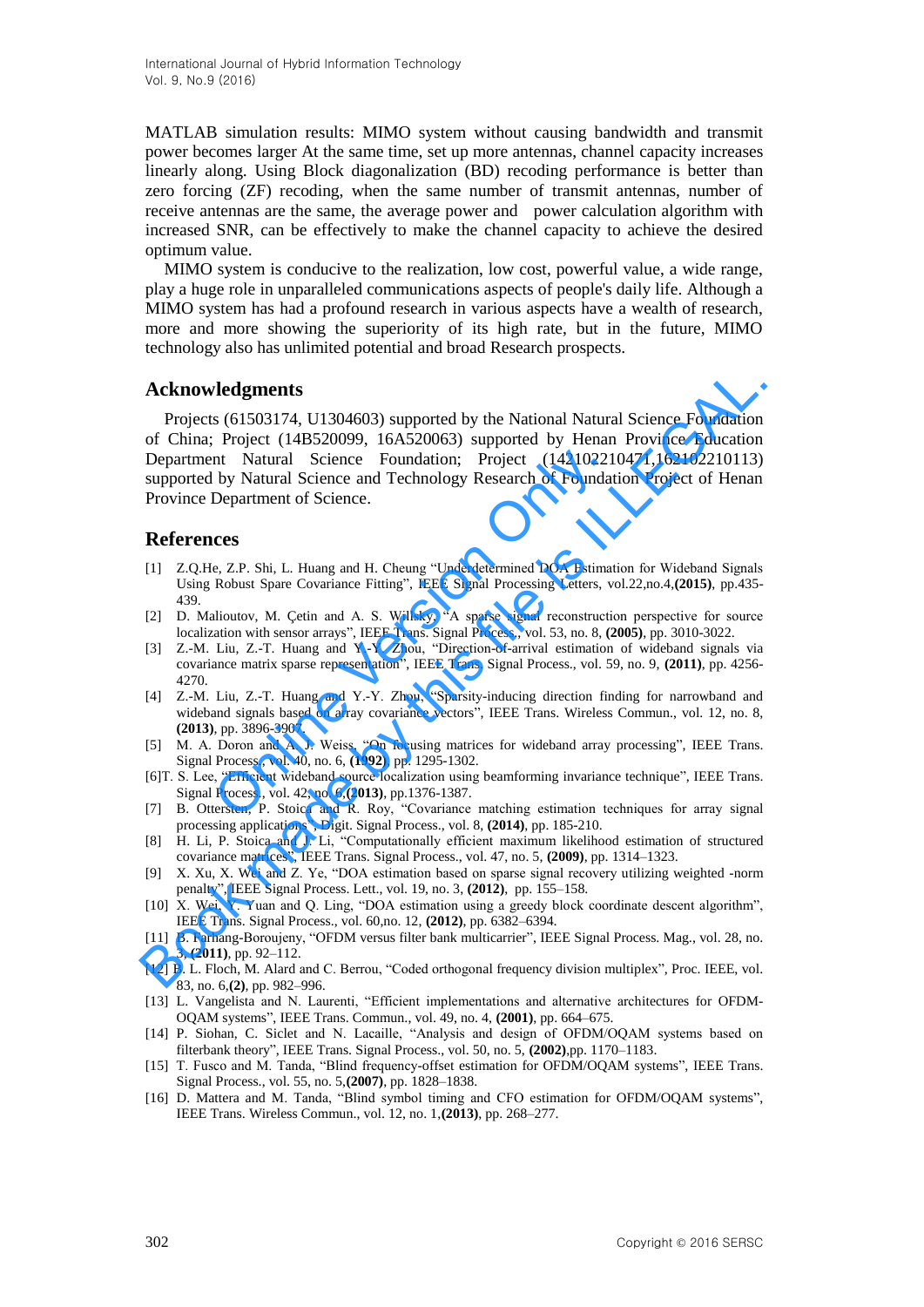MATLAB simulation results: MIMO system without causing bandwidth and transmit power becomes larger At the same time, set up more antennas, channel capacity increases linearly along. Using Block diagonalization (BD) recoding performance is better than zero forcing (ZF) recoding, when the same number of transmit antennas, number of receive antennas are the same, the average power and power calculation algorithm with increased SNR, can be effectively to make the channel capacity to achieve the desired optimum value.

MIMO system is conducive to the realization, low cost, powerful value, a wide range, play a huge role in unparalleled communications aspects of people's daily life. Although a MIMO system has had a profound research in various aspects have a wealth of research, more and more showing the superiority of its high rate, but in the future, MIMO technology also has unlimited potential and broad Research prospects.

## Acknowledgments

Projects (61503174, U1304603) supported by the National Natural Science Foundation of China; Project (14B520099, 16A520063) supported by Henan Province Education Department Natural Science Foundation; Project (142102210471,162102210113) supported by Natural Science and Technology Research of Foundation Project of Henan Province Department of Science.

## References

[1] Z.Q.He, Z.P. Shi, L. Huang and H. Cheung "Underdetermined DOA Estimation for Wideband Signals Using Robust Spare Covariance Fitting", IEEE Signal Processing Letters, vol.22,no.4,**(2015)**, pp.435-439.

[2] D. Malioutov, M. Çetin and A. S. Willsky, "A sparse signal reconstruction perspective for source localization with sensor arrays", IEEE Trans. Signal Process., vol. 53, no. 8, **(2005)**, pp. 3010-3022.

[3] Z.-M. Liu, Z.-T. Huang and Y.-Y. Zhou, "Direction-of-arrival estimation of wideband signals via covariance matrix sparse representation", IEEE Trans. Signal Process., vol. 59, no. 9, **(2011)**, pp. 4256-4270.

[4] Z.-M. Liu, Z.-T. Huang and Y.-Y. Zhou, "Sparsity-inducing direction finding for narrowband and wideband signals based on array covariance vectors", IEEE Trans. Wireless Commun., vol. 12, no. 8, **(2013)**, pp. 3896-3907.

[5] M. A. Doron and A. J. Weiss, "On focusing matrices for wideband array processing", IEEE Trans. Signal Process., vol. 40, no. 6, **(1992)**, pp. 1295-1302.

[6]T. S. Lee, "Efficient wideband source localization using beamforming invariance technique", IEEE Trans. Signal Process., vol. 42, no. 6,**(2013)**, pp.1376-1387.

[7] B. Ottersten, P. Stoica and R. Roy, "Covariance matching estimation techniques for array signal processing applications", Digit. Signal Process., vol. 8, **(2014)**, pp. 185-210.

[8] H. Li, P. Stoica and J. Li, "Computationally efficient maximum likelihood estimation of structured covariance matrices", IEEE Trans. Signal Process., vol. 47, no. 5, **(2009)**, pp. 1314–1323.

[9] X. Xu, X. Wei and Z. Ye, "DOA estimation based on sparse signal recovery utilizing weighted -norm penalty", IEEE Signal Process. Lett., vol. 19, no. 3, **(2012)**, pp. 155–158.

[10] X. Wei, Y. Yuan and Q. Ling, "DOA estimation using a greedy block coordinate descent algorithm", IEEE Trans. Signal Process., vol. 60,no. 12, **(2012)**, pp. 6382–6394.

[11] B. Farhang-Boroujeny, "OFDM versus filter bank multicarrier", IEEE Signal Process. Mag., vol. 28, no. 3, **(2011)**, pp. 92–112.

[12] B. L. Floch, M. Alard and C. Berrou, "Coded orthogonal frequency division multiplex", Proc. IEEE, vol. 83, no. 6,**(2)**, pp. 982–996.

[13] L. Vangelista and N. Laurenti, "Efficient implementations and alternative architectures for OFDM-OQAM systems", IEEE Trans. Commun., vol. 49, no. 4, **(2001)**, pp. 664–675.

[14] P. Siohan, C. Siclet and N. Lacaille, "Analysis and design of OFDM/OQAM systems based on filterbank theory", IEEE Trans. Signal Process., vol. 50, no. 5, **(2002)**,pp. 1170–1183.

[15] T. Fusco and M. Tanda, "Blind frequency-offset estimation for OFDM/OQAM systems", IEEE Trans. Signal Process., vol. 55, no. 5,**(2007)**, pp. 1828–1838.

[16] D. Mattera and M. Tanda, "Blind symbol timing and CFO estimation for OFDM/OQAM systems", IEEE Trans. Wireless Commun., vol. 12, no. 1,**(2013)**, pp. 268–277.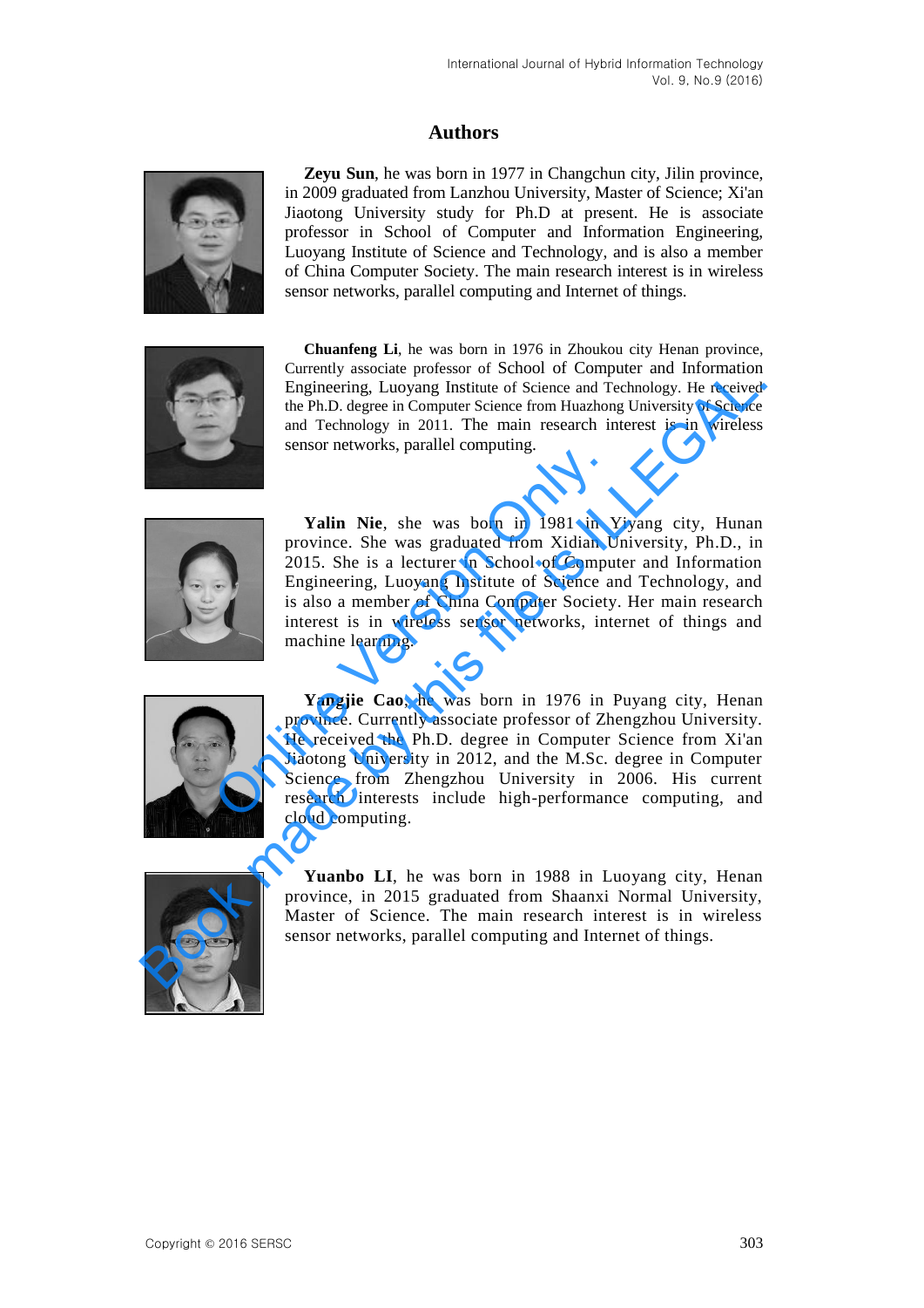## Authors

**Zeyu Sun**, he was born in 1977 in Changchun city, Jilin province, in 2009 graduated from Lanzhou University, Master of Science; Xi'an Jiaotong University study for Ph.D at present. He is associate professor in School of Computer and Information Engineering, Luoyang Institute of Science and Technology, and is also a member of China Computer Society. The main research interest is in wireless sensor networks, parallel computing and Internet of things.

**Chuanfeng Li**, he was born in 1976 in Zhoukou city Henan province, Currently associate professor of School of Computer and Information Engineering, Luoyang Institute of Science and Technology. He received the Ph.D. degree in Computer Science from Huazhong University of Science and Technology in 2011. The main research interest is in wireless sensor networks, parallel computing.

**Yalin Nie**, she was born in 1981 in Yiyang city, Hunan province. She was graduated from Xidian University, Ph.D., in 2015. She is a lecturer in School of Computer and Information Engineering, Luoyang Institute of Science and Technology, and is also a member of China Computer Society. Her main research interest is in wireless sensor networks, internet of things and machine learning.

**Yangjie Cao**, he was born in 1976 in Puyang city, Henan province. Currently associate professor of Zhengzhou University. He received the Ph.D. degree in Computer Science from Xi'an Jiaotong University in 2012, and the M.Sc. degree in Computer Science from Zhengzhou University in 2006. His current research interests include high-performance computing, and cloud computing.

**Yuanbo LI**, he was born in 1988 in Luoyang city, Henan province, in 2015 graduated from Shaanxi Normal University, Master of Science. The main research interest is in wireless sensor networks, parallel computing and Internet of things.